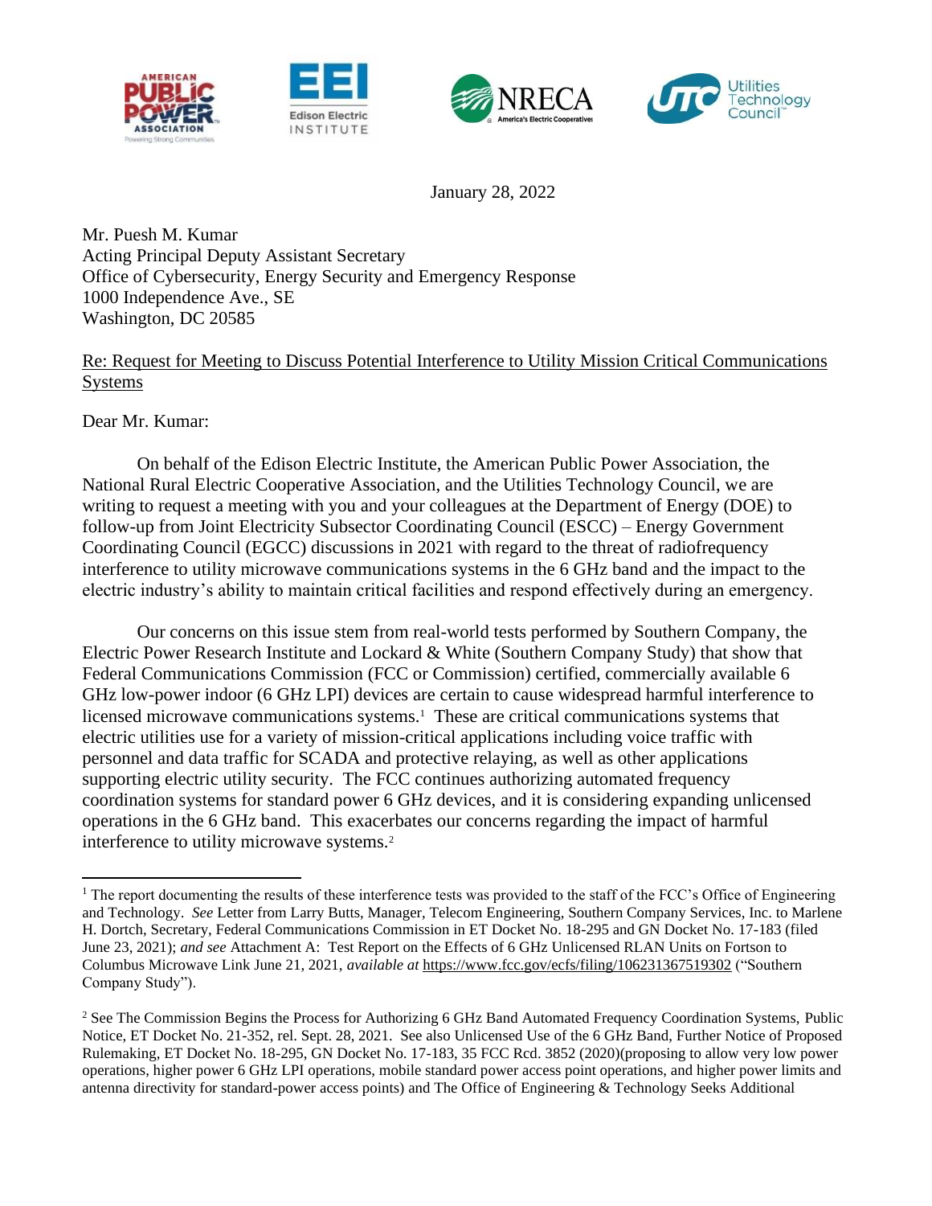January 28, 2022

Mr. Puesh M. Kumar
Acting Principal Deputy Assistant Secretary
Office of Cybersecurity, Energy Security and Emergency Response
1000 Independence Ave., SE
Washington, DC 20585

Re: Request for Meeting to Discuss Potential Interference to Utility Mission Critical Communications Systems

Dear Mr. Kumar:

On behalf of the Edison Electric Institute, the American Public Power Association, the National Rural Electric Cooperative Association, and the Utilities Technology Council, we are writing to request a meeting with you and your colleagues at the Department of Energy (DOE) to follow-up from Joint Electricity Subsector Coordinating Council (ESCC) – Energy Government Coordinating Council (EGCC) discussions in 2021 with regard to the threat of radiofrequency interference to utility microwave communications systems in the 6 GHz band and the impact to the electric industry's ability to maintain critical facilities and respond effectively during an emergency.

Our concerns on this issue stem from real-world tests performed by Southern Company, the Electric Power Research Institute and Lockard & White (Southern Company Study) that show that Federal Communications Commission (FCC or Commission) certified, commercially available 6 GHz low-power indoor (6 GHz LPI) devices are certain to cause widespread harmful interference to licensed microwave communications systems.[1] These are critical communications systems that electric utilities use for a variety of mission-critical applications including voice traffic with personnel and data traffic for SCADA and protective relaying, as well as other applications supporting electric utility security. The FCC continues authorizing automated frequency coordination systems for standard power 6 GHz devices, and it is considering expanding unlicensed operations in the 6 GHz band. This exacerbates our concerns regarding the impact of harmful interference to utility microwave systems.[2]

[1] The report documenting the results of these interference tests was provided to the staff of the FCC's Office of Engineering and Technology. *See* Letter from Larry Butts, Manager, Telecom Engineering, Southern Company Services, Inc. to Marlene H. Dortch, Secretary, Federal Communications Commission in ET Docket No. 18-295 and GN Docket No. 17-183 (filed June 23, 2021); *and see* Attachment A: Test Report on the Effects of 6 GHz Unlicensed RLAN Units on Fortson to Columbus Microwave Link June 21, 2021, *available at* https://www.fcc.gov/ecfs/filing/106231367519302 ("Southern Company Study").

[2] See The Commission Begins the Process for Authorizing 6 GHz Band Automated Frequency Coordination Systems, Public Notice, ET Docket No. 21-352, rel. Sept. 28, 2021. See also Unlicensed Use of the 6 GHz Band, Further Notice of Proposed Rulemaking, ET Docket No. 18-295, GN Docket No. 17-183, 35 FCC Rcd. 3852 (2020)(proposing to allow very low power operations, higher power 6 GHz LPI operations, mobile standard power access point operations, and higher power limits and antenna directivity for standard-power access points) and The Office of Engineering & Technology Seeks Additional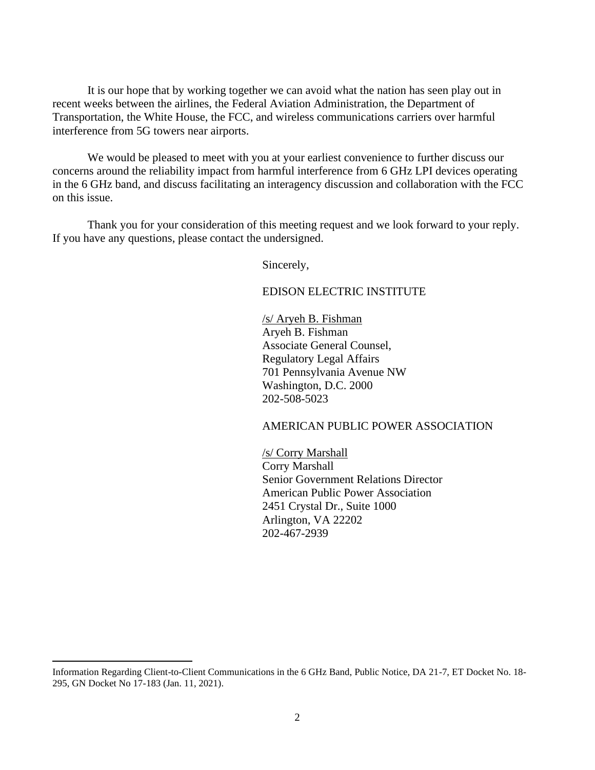It is our hope that by working together we can avoid what the nation has seen play out in recent weeks between the airlines, the Federal Aviation Administration, the Department of Transportation, the White House, the FCC, and wireless communications carriers over harmful interference from 5G towers near airports.

We would be pleased to meet with you at your earliest convenience to further discuss our concerns around the reliability impact from harmful interference from 6 GHz LPI devices operating in the 6 GHz band, and discuss facilitating an interagency discussion and collaboration with the FCC on this issue.

Thank you for your consideration of this meeting request and we look forward to your reply. If you have any questions, please contact the undersigned.

Sincerely,

EDISON ELECTRIC INSTITUTE

/s/ Aryeh B. Fishman
Aryeh B. Fishman
Associate General Counsel,
Regulatory Legal Affairs
701 Pennsylvania Avenue NW
Washington, D.C. 2000
202-508-5023

AMERICAN PUBLIC POWER ASSOCIATION

/s/ Corry Marshall
Corry Marshall
Senior Government Relations Director
American Public Power Association
2451 Crystal Dr., Suite 1000
Arlington, VA 22202
202-467-2939

---

Information Regarding Client-to-Client Communications in the 6 GHz Band, Public Notice, DA 21-7, ET Docket No. 18-295, GN Docket No 17-183 (Jan. 11, 2021).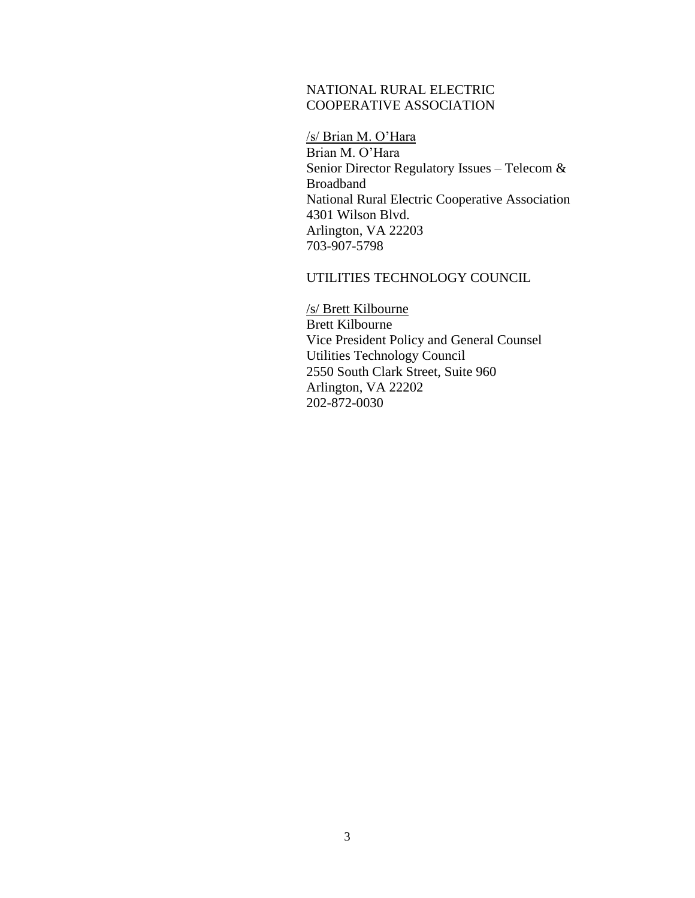NATIONAL RURAL ELECTRIC
COOPERATIVE ASSOCIATION

/s/ Brian M. O'Hara
Brian M. O'Hara
Senior Director Regulatory Issues – Telecom & Broadband
National Rural Electric Cooperative Association
4301 Wilson Blvd.
Arlington, VA 22203
703-907-5798

UTILITIES TECHNOLOGY COUNCIL

/s/ Brett Kilbourne
Brett Kilbourne
Vice President Policy and General Counsel
Utilities Technology Council
2550 South Clark Street, Suite 960
Arlington, VA 22202
202-872-0030